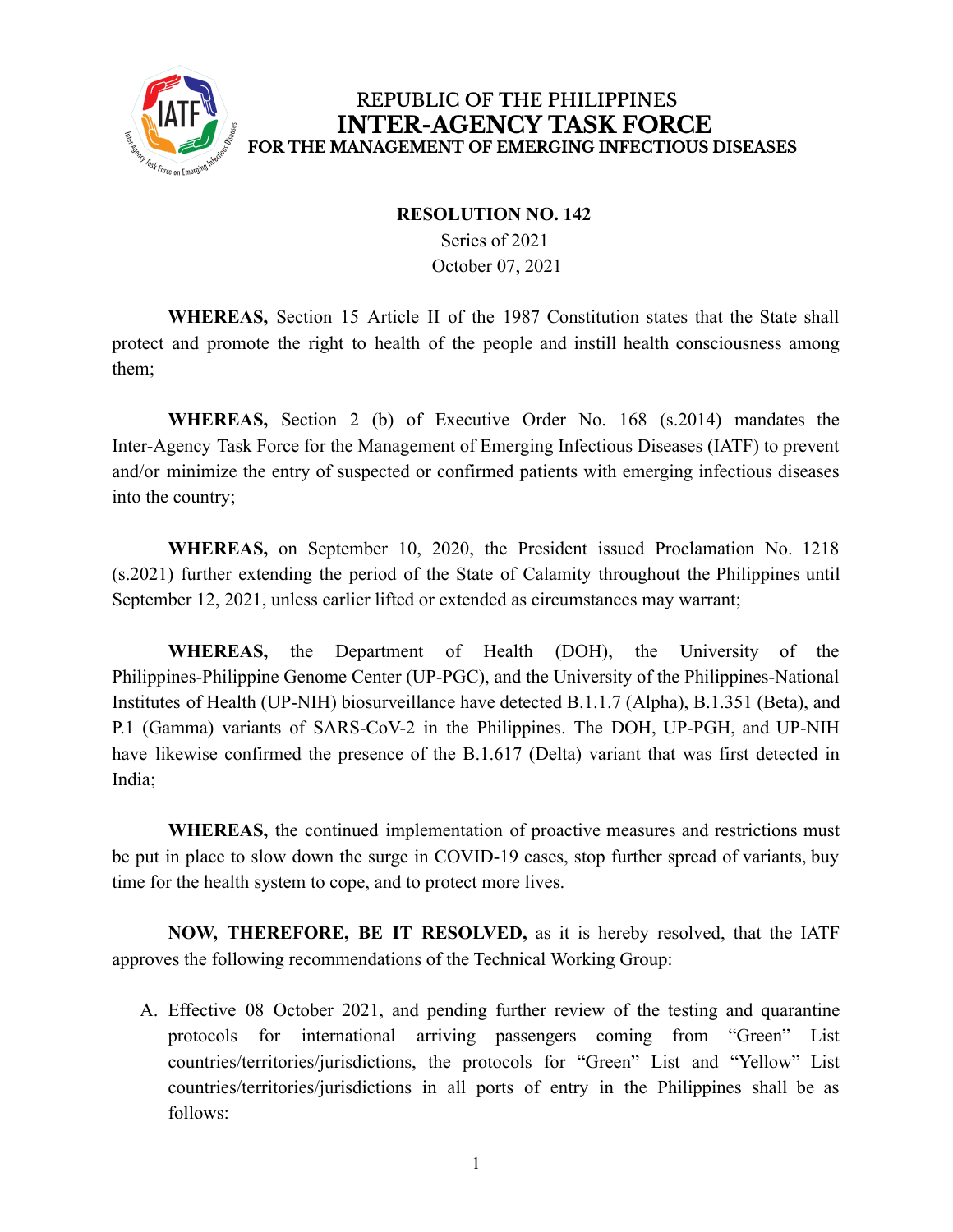# REPUBLIC OF THE PHILIPPINES
# INTER-AGENCY TASK FORCE
## FOR THE MANAGEMENT OF EMERGING INFECTIOUS DISEASES

**RESOLUTION NO. 142**

Series of 2021

October 07, 2021

**WHEREAS,** Section 15 Article II of the 1987 Constitution states that the State shall protect and promote the right to health of the people and instill health consciousness among them;

**WHEREAS,** Section 2 (b) of Executive Order No. 168 (s.2014) mandates the Inter-Agency Task Force for the Management of Emerging Infectious Diseases (IATF) to prevent and/or minimize the entry of suspected or confirmed patients with emerging infectious diseases into the country;

**WHEREAS,** on September 10, 2020, the President issued Proclamation No. 1218 (s.2021) further extending the period of the State of Calamity throughout the Philippines until September 12, 2021, unless earlier lifted or extended as circumstances may warrant;

**WHEREAS,** the Department of Health (DOH), the University of the Philippines-Philippine Genome Center (UP-PGC), and the University of the Philippines-National Institutes of Health (UP-NIH) biosurveillance have detected B.1.1.7 (Alpha), B.1.351 (Beta), and P.1 (Gamma) variants of SARS-CoV-2 in the Philippines. The DOH, UP-PGH, and UP-NIH have likewise confirmed the presence of the B.1.617 (Delta) variant that was first detected in India;

**WHEREAS,** the continued implementation of proactive measures and restrictions must be put in place to slow down the surge in COVID-19 cases, stop further spread of variants, buy time for the health system to cope, and to protect more lives.

**NOW, THEREFORE, BE IT RESOLVED,** as it is hereby resolved, that the IATF approves the following recommendations of the Technical Working Group:

A. Effective 08 October 2021, and pending further review of the testing and quarantine protocols for international arriving passengers coming from "Green" List countries/territories/jurisdictions, the protocols for "Green" List and "Yellow" List countries/territories/jurisdictions in all ports of entry in the Philippines shall be as follows: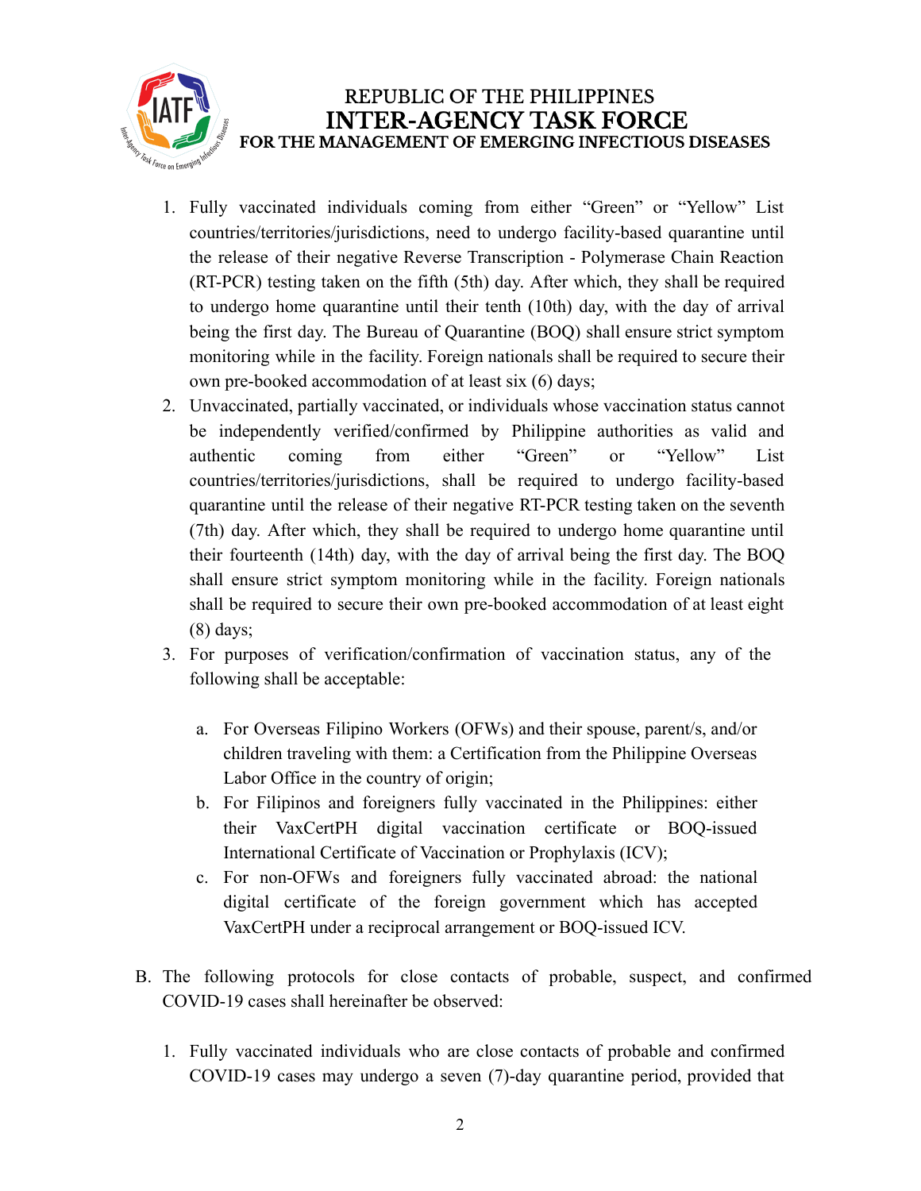1. Fully vaccinated individuals coming from either "Green" or "Yellow" List countries/territories/jurisdictions, need to undergo facility-based quarantine until the release of their negative Reverse Transcription - Polymerase Chain Reaction (RT-PCR) testing taken on the fifth (5th) day. After which, they shall be required to undergo home quarantine until their tenth (10th) day, with the day of arrival being the first day. The Bureau of Quarantine (BOQ) shall ensure strict symptom monitoring while in the facility. Foreign nationals shall be required to secure their own pre-booked accommodation of at least six (6) days;
2. Unvaccinated, partially vaccinated, or individuals whose vaccination status cannot be independently verified/confirmed by Philippine authorities as valid and authentic coming from either "Green" or "Yellow" List countries/territories/jurisdictions, shall be required to undergo facility-based quarantine until the release of their negative RT-PCR testing taken on the seventh (7th) day. After which, they shall be required to undergo home quarantine until their fourteenth (14th) day, with the day of arrival being the first day. The BOQ shall ensure strict symptom monitoring while in the facility. Foreign nationals shall be required to secure their own pre-booked accommodation of at least eight (8) days;
3. For purposes of verification/confirmation of vaccination status, any of the following shall be acceptable:

   a. For Overseas Filipino Workers (OFWs) and their spouse, parent/s, and/or children traveling with them: a Certification from the Philippine Overseas Labor Office in the country of origin;
   b. For Filipinos and foreigners fully vaccinated in the Philippines: either their VaxCertPH digital vaccination certificate or BOQ-issued International Certificate of Vaccination or Prophylaxis (ICV);
   c. For non-OFWs and foreigners fully vaccinated abroad: the national digital certificate of the foreign government which has accepted VaxCertPH under a reciprocal arrangement or BOQ-issued ICV.

B. The following protocols for close contacts of probable, suspect, and confirmed COVID-19 cases shall hereinafter be observed:

1. Fully vaccinated individuals who are close contacts of probable and confirmed COVID-19 cases may undergo a seven (7)-day quarantine period, provided that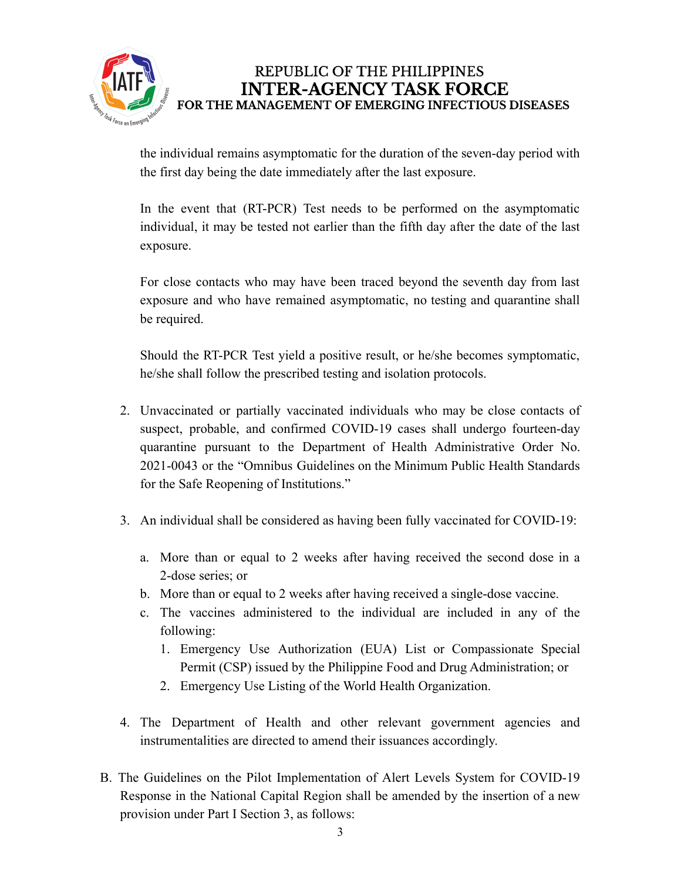the individual remains asymptomatic for the duration of the seven-day period with the first day being the date immediately after the last exposure.

In the event that (RT-PCR) Test needs to be performed on the asymptomatic individual, it may be tested not earlier than the fifth day after the date of the last exposure.

For close contacts who may have been traced beyond the seventh day from last exposure and who have remained asymptomatic, no testing and quarantine shall be required.

Should the RT-PCR Test yield a positive result, or he/she becomes symptomatic, he/she shall follow the prescribed testing and isolation protocols.

2. Unvaccinated or partially vaccinated individuals who may be close contacts of suspect, probable, and confirmed COVID-19 cases shall undergo fourteen-day quarantine pursuant to the Department of Health Administrative Order No. 2021-0043 or the "Omnibus Guidelines on the Minimum Public Health Standards for the Safe Reopening of Institutions."

3. An individual shall be considered as having been fully vaccinated for COVID-19:

   a. More than or equal to 2 weeks after having received the second dose in a 2-dose series; or
   b. More than or equal to 2 weeks after having received a single-dose vaccine.
   c. The vaccines administered to the individual are included in any of the following:
      1. Emergency Use Authorization (EUA) List or Compassionate Special Permit (CSP) issued by the Philippine Food and Drug Administration; or
      2. Emergency Use Listing of the World Health Organization.

4. The Department of Health and other relevant government agencies and instrumentalities are directed to amend their issuances accordingly.

B. The Guidelines on the Pilot Implementation of Alert Levels System for COVID-19 Response in the National Capital Region shall be amended by the insertion of a new provision under Part I Section 3, as follows: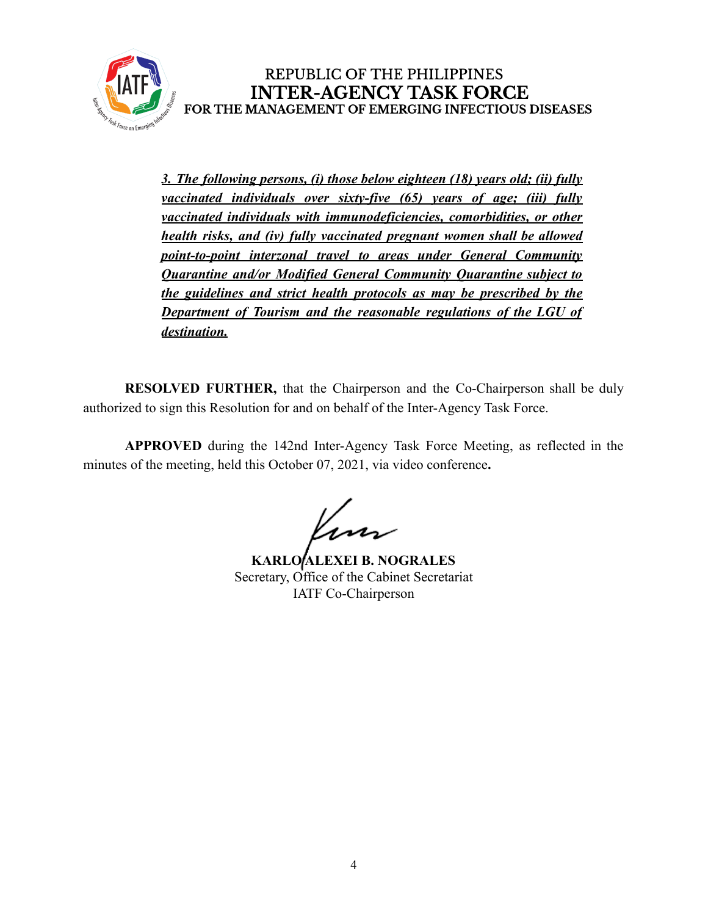REPUBLIC OF THE PHILIPPINES
**INTER-AGENCY TASK FORCE**
**FOR THE MANAGEMENT OF EMERGING INFECTIOUS DISEASES**

> ***3. The following persons, (i) those below eighteen (18) years old; (ii) fully vaccinated individuals over sixty-five (65) years of age; (iii) fully vaccinated individuals with immunodeficiencies, comorbidities, or other health risks, and (iv) fully vaccinated pregnant women shall be allowed point-to-point interzonal travel to areas under General Community Quarantine and/or Modified General Community Quarantine subject to the guidelines and strict health protocols as may be prescribed by the Department of Tourism and the reasonable regulations of the LGU of destination.***

**RESOLVED FURTHER,** that the Chairperson and the Co-Chairperson shall be duly authorized to sign this Resolution for and on behalf of the Inter-Agency Task Force.

**APPROVED** during the 142nd Inter-Agency Task Force Meeting, as reflected in the minutes of the meeting, held this October 07, 2021, via video conference**.**

**KARLO ALEXEI B. NOGRALES**
Secretary, Office of the Cabinet Secretariat
IATF Co-Chairperson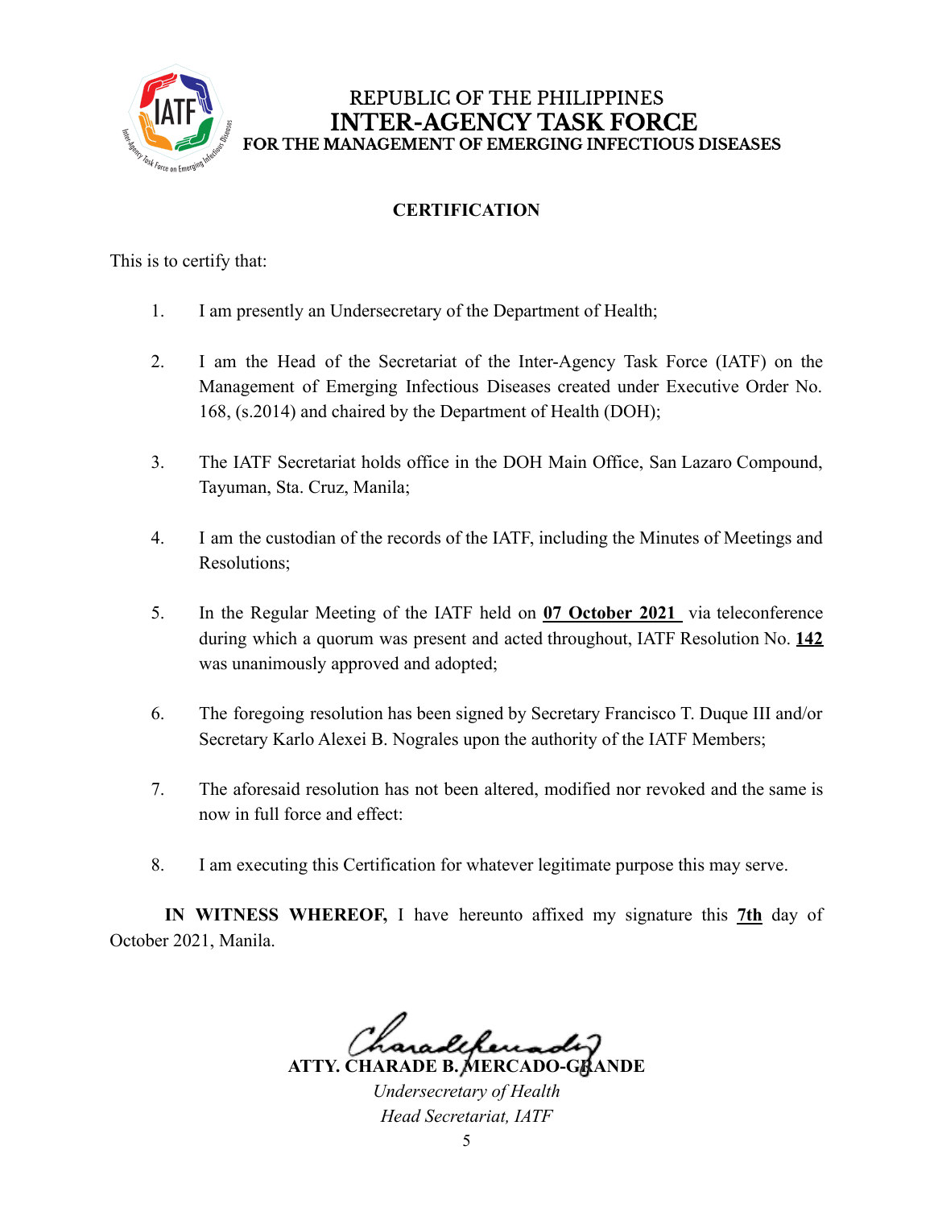REPUBLIC OF THE PHILIPPINES
**INTER-AGENCY TASK FORCE**
**FOR THE MANAGEMENT OF EMERGING INFECTIOUS DISEASES**

## CERTIFICATION

This is to certify that:

1. I am presently an Undersecretary of the Department of Health;

2. I am the Head of the Secretariat of the Inter-Agency Task Force (IATF) on the Management of Emerging Infectious Diseases created under Executive Order No. 168, (s.2014) and chaired by the Department of Health (DOH);

3. The IATF Secretariat holds office in the DOH Main Office, San Lazaro Compound, Tayuman, Sta. Cruz, Manila;

4. I am the custodian of the records of the IATF, including the Minutes of Meetings and Resolutions;

5. In the Regular Meeting of the IATF held on **07 October 2021** via teleconference during which a quorum was present and acted throughout, IATF Resolution No. **142** was unanimously approved and adopted;

6. The foregoing resolution has been signed by Secretary Francisco T. Duque III and/or Secretary Karlo Alexei B. Nograles upon the authority of the IATF Members;

7. The aforesaid resolution has not been altered, modified nor revoked and the same is now in full force and effect:

8. I am executing this Certification for whatever legitimate purpose this may serve.

**IN WITNESS WHEREOF,** I have hereunto affixed my signature this **7th** day of October 2021, Manila.

**ATTY. CHARADE B. MERCADO-GRANDE**
*Undersecretary of Health*
*Head Secretariat, IATF*